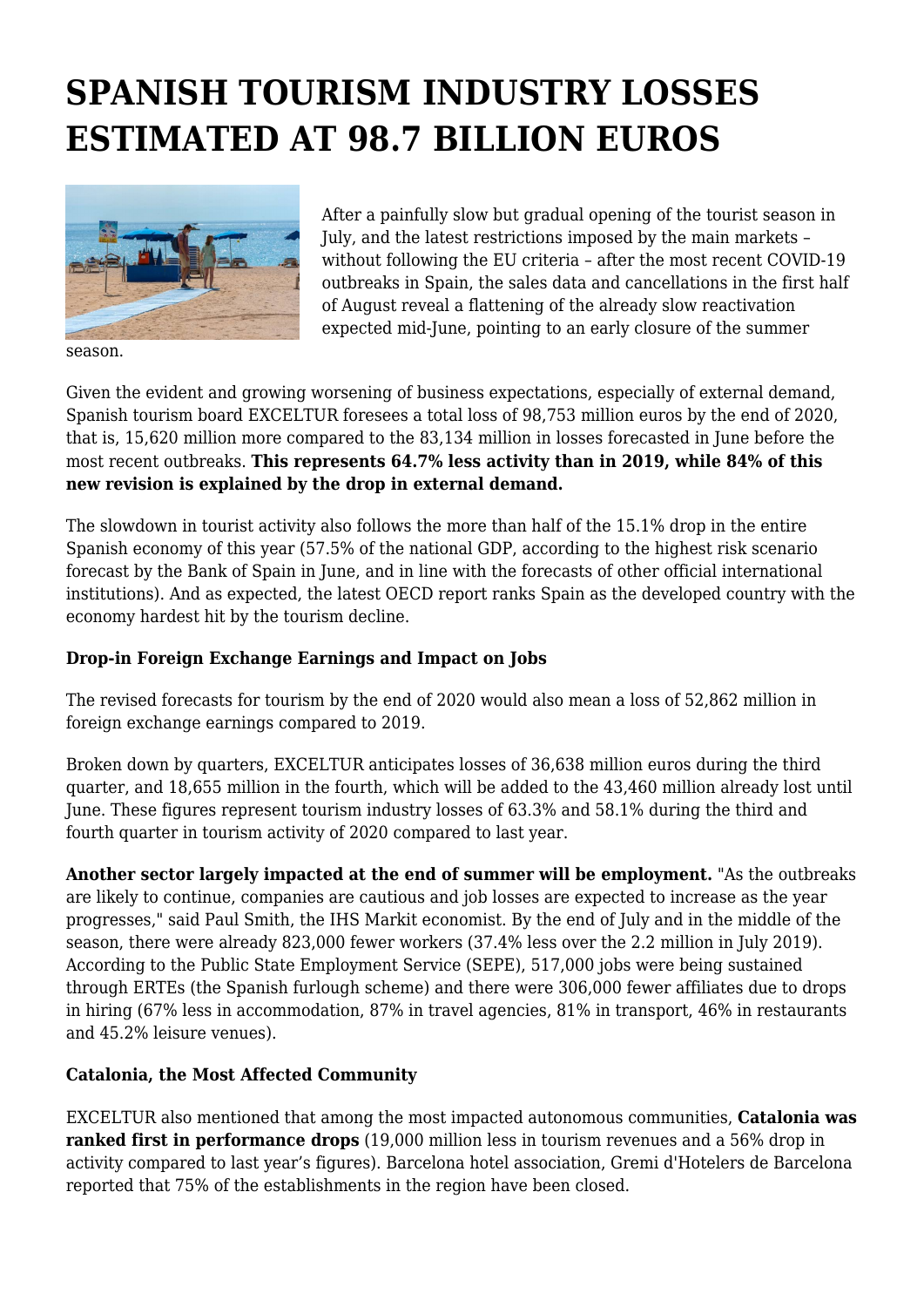# SPANISH TOURISM INDUSTRY LOSSES ESTIMATED AT 98.7 BILLION EUROS

After a painfully slow but gradual opening of the tourist season in July, and the latest restrictions imposed by the main markets – without following the EU criteria – after the most recent COVID-19 outbreaks in Spain, the sales data and cancellations in the first half of August reveal a flattening of the already slow reactivation expected mid-June, pointing to an early closure of the summer season.

Given the evident and growing worsening of business expectations, especially of external demand, Spanish tourism board EXCELTUR foresees a total loss of 98,753 million euros by the end of 2020, that is, 15,620 million more compared to the 83,134 million in losses forecasted in June before the most recent outbreaks. **This represents 64.7% less activity than in 2019, while 84% of this new revision is explained by the drop in external demand.**

The slowdown in tourist activity also follows the more than half of the 15.1% drop in the entire Spanish economy of this year (57.5% of the national GDP, according to the highest risk scenario forecast by the Bank of Spain in June, and in line with the forecasts of other official international institutions). And as expected, the latest OECD report ranks Spain as the developed country with the economy hardest hit by the tourism decline.

### Drop-in Foreign Exchange Earnings and Impact on Jobs

The revised forecasts for tourism by the end of 2020 would also mean a loss of 52,862 million in foreign exchange earnings compared to 2019.

Broken down by quarters, EXCELTUR anticipates losses of 36,638 million euros during the third quarter, and 18,655 million in the fourth, which will be added to the 43,460 million already lost until June. These figures represent tourism industry losses of 63.3% and 58.1% during the third and fourth quarter in tourism activity of 2020 compared to last year.

**Another sector largely impacted at the end of summer will be employment.** "As the outbreaks are likely to continue, companies are cautious and job losses are expected to increase as the year progresses," said Paul Smith, the IHS Markit economist. By the end of July and in the middle of the season, there were already 823,000 fewer workers (37.4% less over the 2.2 million in July 2019). According to the Public State Employment Service (SEPE), 517,000 jobs were being sustained through ERTEs (the Spanish furlough scheme) and there were 306,000 fewer affiliates due to drops in hiring (67% less in accommodation, 87% in travel agencies, 81% in transport, 46% in restaurants and 45.2% leisure venues).

### Catalonia, the Most Affected Community

EXCELTUR also mentioned that among the most impacted autonomous communities, **Catalonia was ranked first in performance drops** (19,000 million less in tourism revenues and a 56% drop in activity compared to last year's figures). Barcelona hotel association, Gremi d'Hotelers de Barcelona reported that 75% of the establishments in the region have been closed.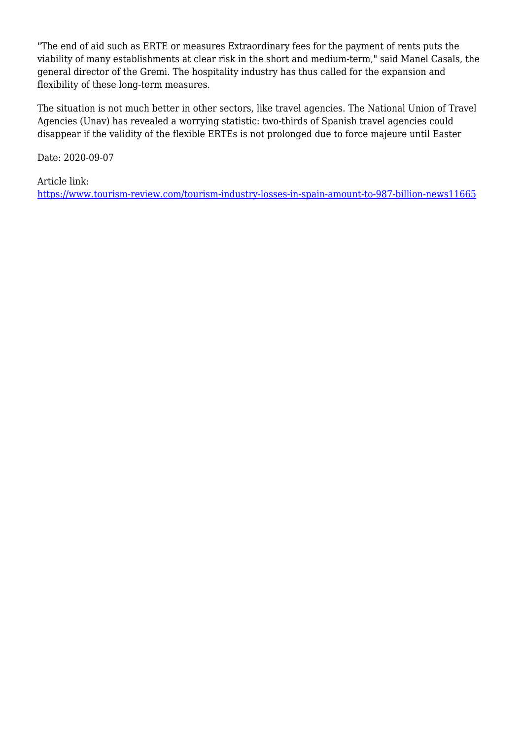"The end of aid such as ERTE or measures Extraordinary fees for the payment of rents puts the viability of many establishments at clear risk in the short and medium-term," said Manel Casals, the general director of the Gremi. The hospitality industry has thus called for the expansion and flexibility of these long-term measures.

The situation is not much better in other sectors, like travel agencies. The National Union of Travel Agencies (Unav) has revealed a worrying statistic: two-thirds of Spanish travel agencies could disappear if the validity of the flexible ERTEs is not prolonged due to force majeure until Easter

Date: 2020-09-07

Article link:
[https://www.tourism-review.com/tourism-industry-losses-in-spain-amount-to-987-billion-news11665](https://www.tourism-review.com/tourism-industry-losses-in-spain-amount-to-987-billion-news11665)